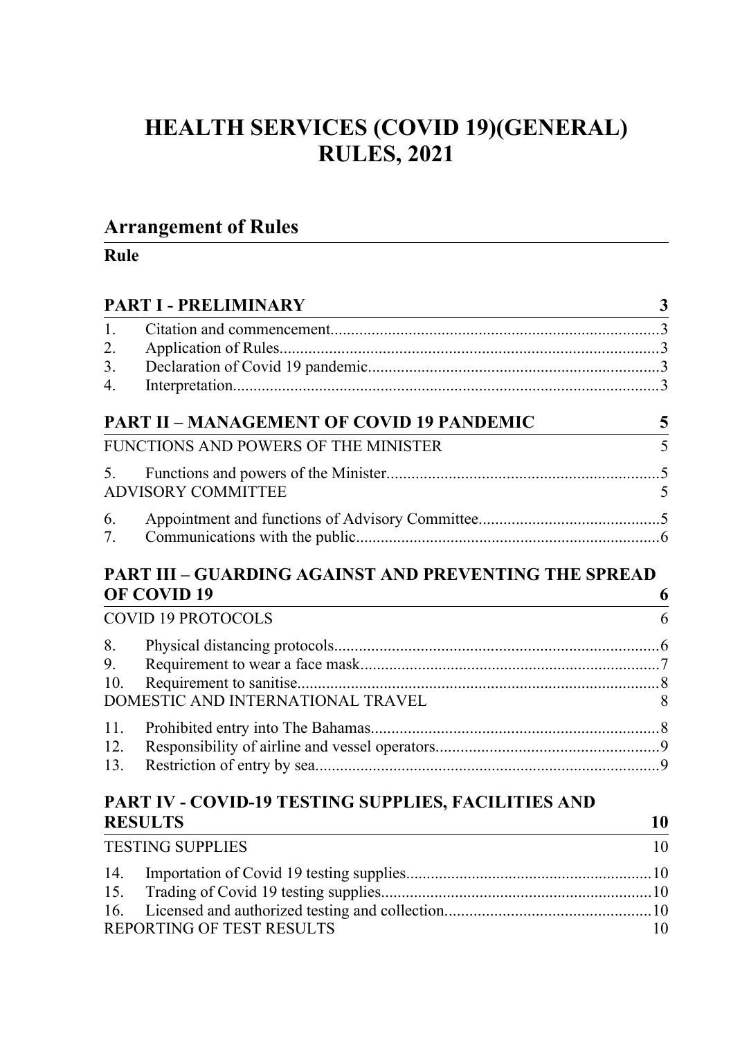# HEALTH SERVICES (COVID 19)(GENERAL) RULES, 2021

## Arrangement of Rules

**Rule**

**PART I - PRELIMINARY** **3**

1. Citation and commencement....3
2. Application of Rules....3
3. Declaration of Covid 19 pandemic....3
4. Interpretation....3

**PART II – MANAGEMENT OF COVID 19 PANDEMIC** **5**

FUNCTIONS AND POWERS OF THE MINISTER 5

5. Functions and powers of the Minister....5

ADVISORY COMMITTEE 5

6. Appointment and functions of Advisory Committee....5
7. Communications with the public....6

**PART III – GUARDING AGAINST AND PREVENTING THE SPREAD OF COVID 19** **6**

COVID 19 PROTOCOLS 6

8. Physical distancing protocols....6
9. Requirement to wear a face mask....7
10. Requirement to sanitise....8

DOMESTIC AND INTERNATIONAL TRAVEL 8

11. Prohibited entry into The Bahamas....8
12. Responsibility of airline and vessel operators....9
13. Restriction of entry by sea....9

**PART IV - COVID-19 TESTING SUPPLIES, FACILITIES AND RESULTS** **10**

TESTING SUPPLIES 10

14. Importation of Covid 19 testing supplies....10
15. Trading of Covid 19 testing supplies....10
16. Licensed and authorized testing and collection....10

REPORTING OF TEST RESULTS 10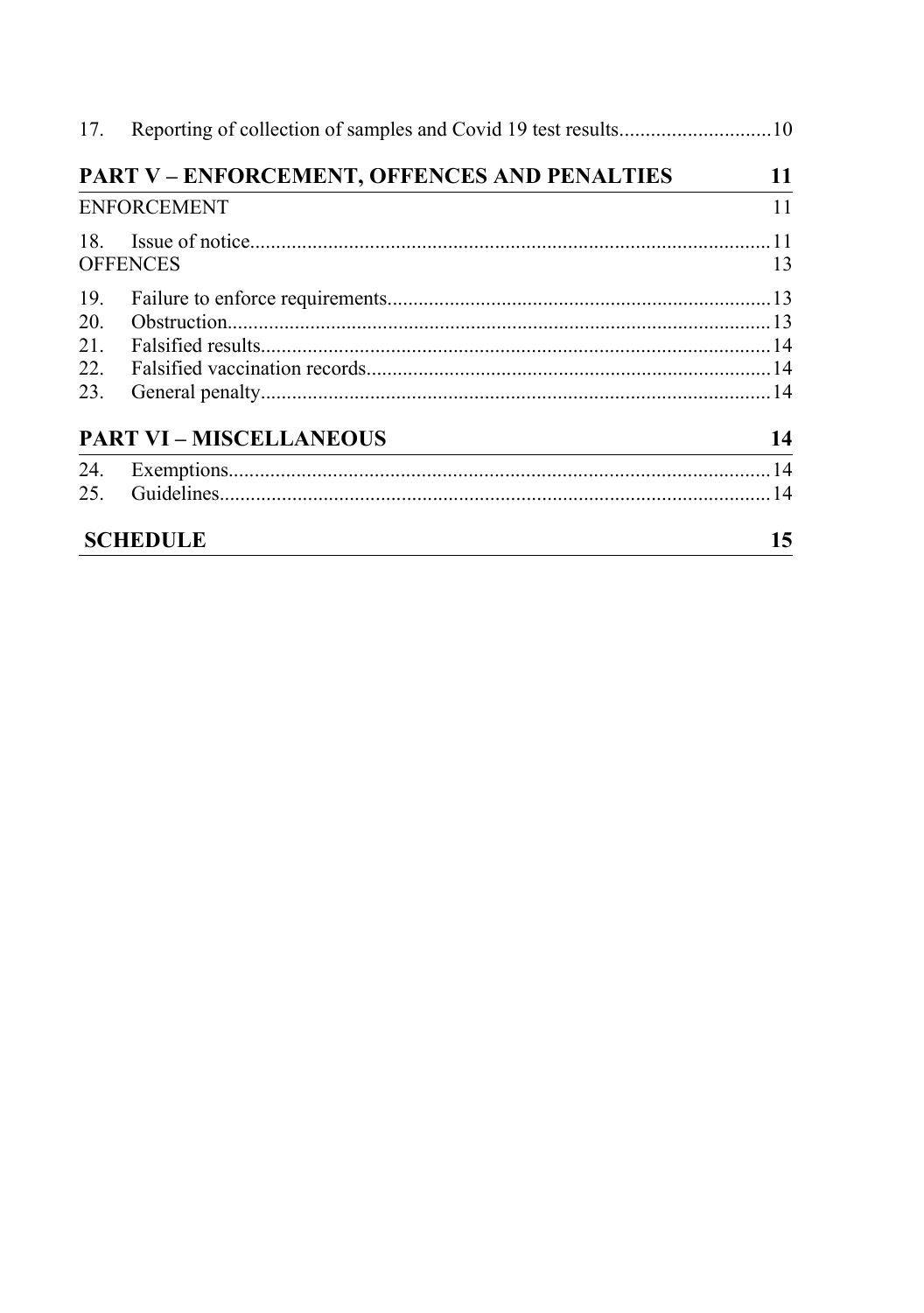17. Reporting of collection of samples and Covid 19 test results............................10

**PART V – ENFORCEMENT, OFFENCES AND PENALTIES** **11**

ENFORCEMENT 11

18. Issue of notice....................................................................................................11

OFFENCES 13

19. Failure to enforce requirements.........................................................................13
20. Obstruction.........................................................................................................13
21. Falsified results..................................................................................................14
22. Falsified vaccination records.............................................................................14
23. General penalty..................................................................................................14

**PART VI – MISCELLANEOUS** **14**

24. Exemptions.........................................................................................................14
25. Guidelines..........................................................................................................14

**SCHEDULE** **15**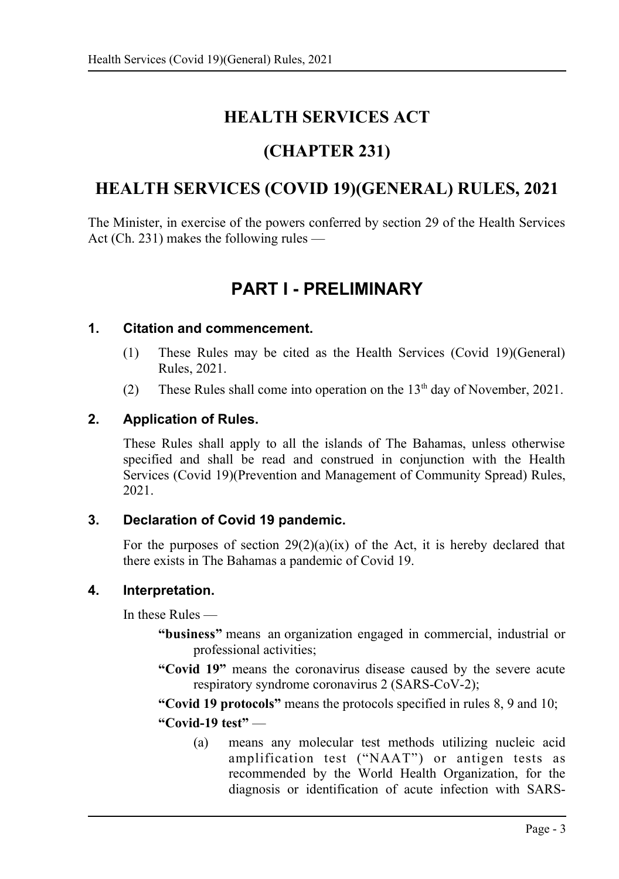# HEALTH SERVICES ACT

# (CHAPTER 231)

# HEALTH SERVICES (COVID 19)(GENERAL) RULES, 2021

The Minister, in exercise of the powers conferred by section 29 of the Health Services Act (Ch. 231) makes the following rules —

## PART I - PRELIMINARY

### 1. Citation and commencement.

(1) These Rules may be cited as the Health Services (Covid 19)(General) Rules, 2021.

(2) These Rules shall come into operation on the 13th day of November, 2021.

### 2. Application of Rules.

These Rules shall apply to all the islands of The Bahamas, unless otherwise specified and shall be read and construed in conjunction with the Health Services (Covid 19)(Prevention and Management of Community Spread) Rules, 2021.

### 3. Declaration of Covid 19 pandemic.

For the purposes of section 29(2)(a)(ix) of the Act, it is hereby declared that there exists in The Bahamas a pandemic of Covid 19.

### 4. Interpretation.

In these Rules —

**"business"** means an organization engaged in commercial, industrial or professional activities;

**"Covid 19"** means the coronavirus disease caused by the severe acute respiratory syndrome coronavirus 2 (SARS-CoV-2);

**"Covid 19 protocols"** means the protocols specified in rules 8, 9 and 10;

**"Covid-19 test"** —

(a) means any molecular test methods utilizing nucleic acid amplification test ("NAAT") or antigen tests as recommended by the World Health Organization, for the diagnosis or identification of acute infection with SARS-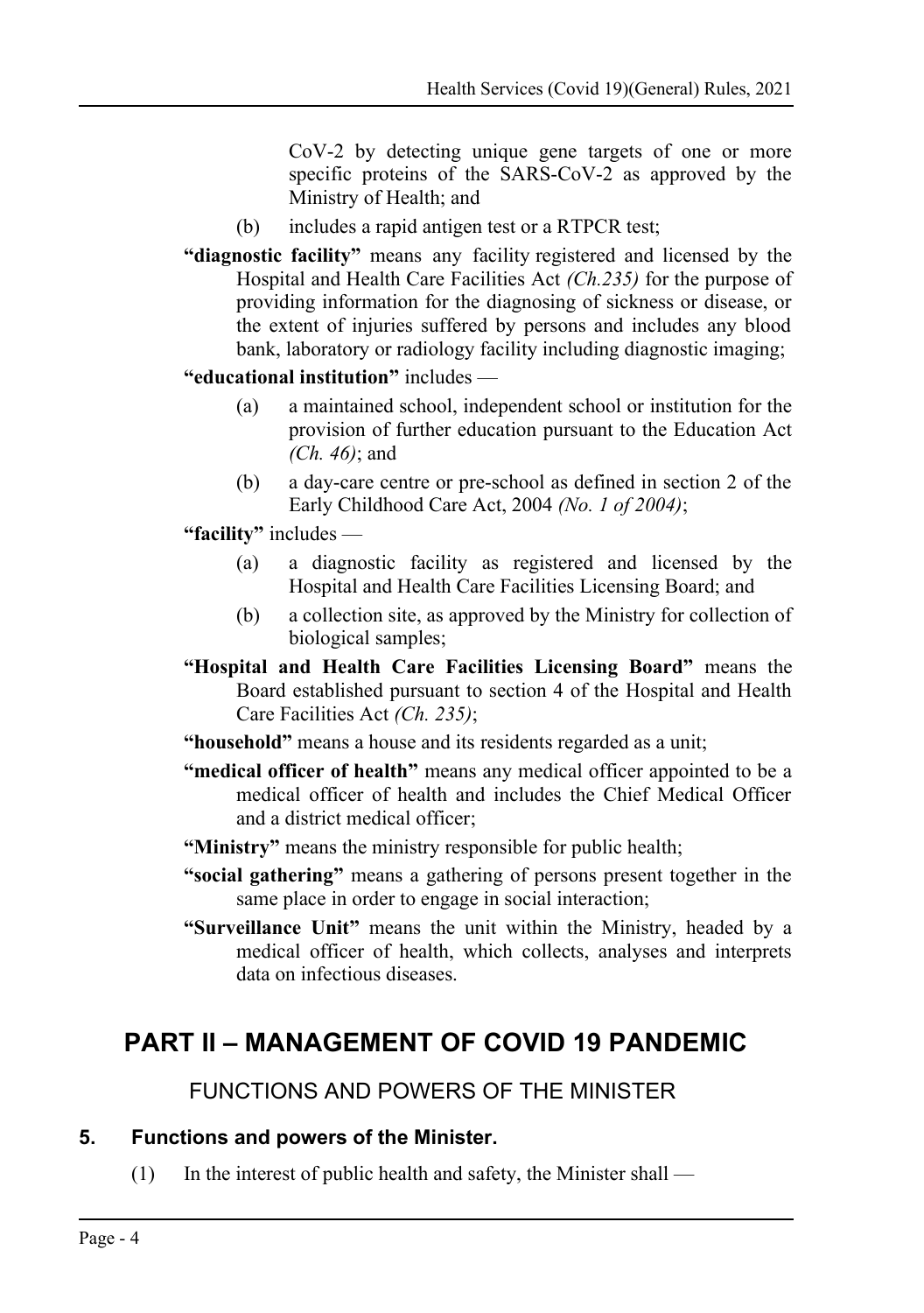CoV-2 by detecting unique gene targets of one or more specific proteins of the SARS-CoV-2 as approved by the Ministry of Health; and

(b) includes a rapid antigen test or a RTPCR test;

**"diagnostic facility"** means any facility registered and licensed by the Hospital and Health Care Facilities Act *(Ch.235)* for the purpose of providing information for the diagnosing of sickness or disease, or the extent of injuries suffered by persons and includes any blood bank, laboratory or radiology facility including diagnostic imaging;

**"educational institution"** includes —

(a) a maintained school, independent school or institution for the provision of further education pursuant to the Education Act *(Ch. 46)*; and

(b) a day-care centre or pre-school as defined in section 2 of the Early Childhood Care Act, 2004 *(No. 1 of 2004)*;

**"facility"** includes —

(a) a diagnostic facility as registered and licensed by the Hospital and Health Care Facilities Licensing Board; and

(b) a collection site, as approved by the Ministry for collection of biological samples;

**"Hospital and Health Care Facilities Licensing Board"** means the Board established pursuant to section 4 of the Hospital and Health Care Facilities Act *(Ch. 235)*;

**"household"** means a house and its residents regarded as a unit;

**"medical officer of health"** means any medical officer appointed to be a medical officer of health and includes the Chief Medical Officer and a district medical officer;

**"Ministry"** means the ministry responsible for public health;

**"social gathering"** means a gathering of persons present together in the same place in order to engage in social interaction;

**"Surveillance Unit"** means the unit within the Ministry, headed by a medical officer of health, which collects, analyses and interprets data on infectious diseases.

# PART II – MANAGEMENT OF COVID 19 PANDEMIC

## FUNCTIONS AND POWERS OF THE MINISTER

### 5. Functions and powers of the Minister.

(1) In the interest of public health and safety, the Minister shall —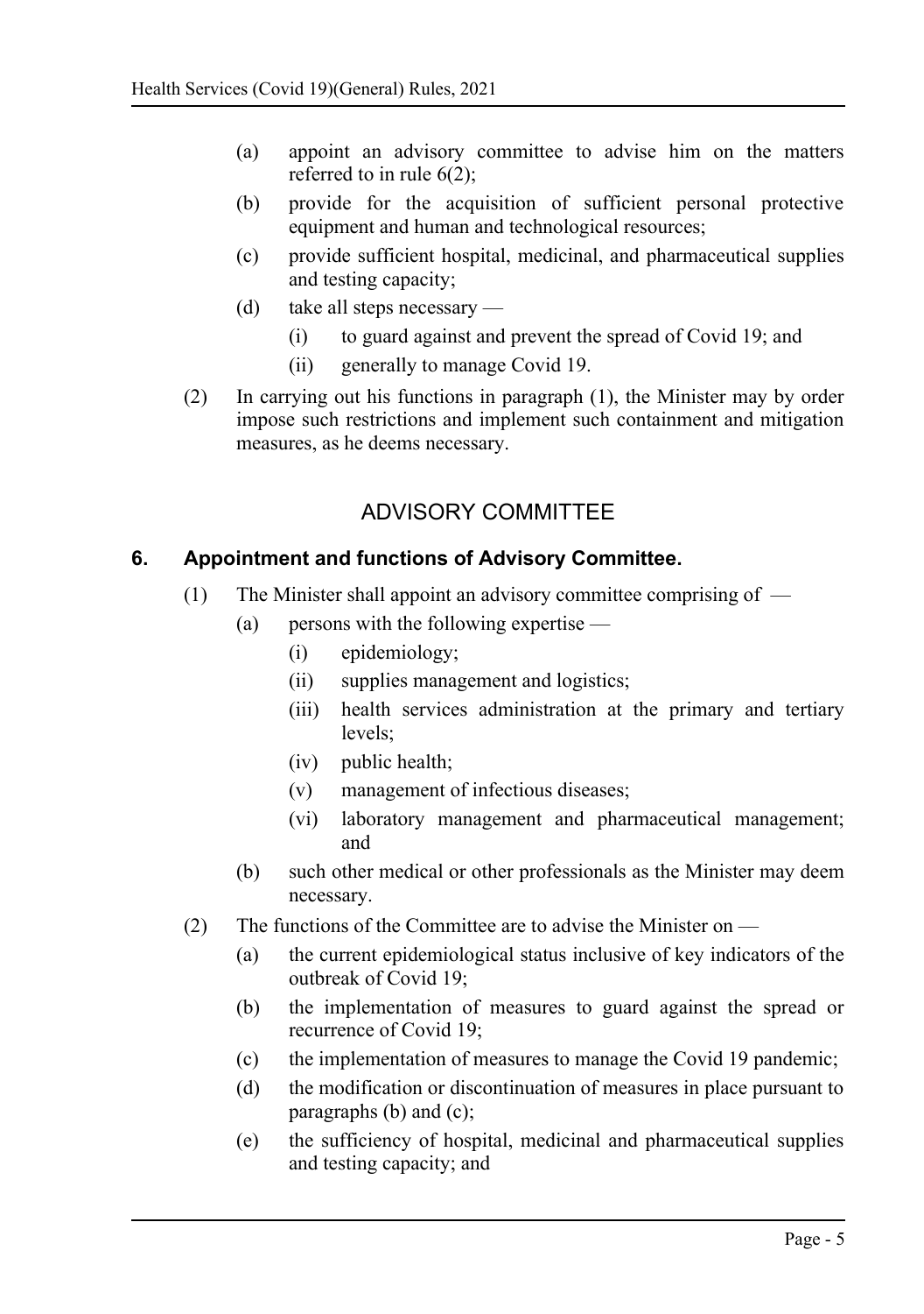(a) appoint an advisory committee to advise him on the matters referred to in rule 6(2);

(b) provide for the acquisition of sufficient personal protective equipment and human and technological resources;

(c) provide sufficient hospital, medicinal, and pharmaceutical supplies and testing capacity;

(d) take all steps necessary —

(i) to guard against and prevent the spread of Covid 19; and

(ii) generally to manage Covid 19.

(2) In carrying out his functions in paragraph (1), the Minister may by order impose such restrictions and implement such containment and mitigation measures, as he deems necessary.

## ADVISORY COMMITTEE

### 6. Appointment and functions of Advisory Committee.

(1) The Minister shall appoint an advisory committee comprising of —

(a) persons with the following expertise —

(i) epidemiology;

(ii) supplies management and logistics;

(iii) health services administration at the primary and tertiary levels;

(iv) public health;

(v) management of infectious diseases;

(vi) laboratory management and pharmaceutical management; and

(b) such other medical or other professionals as the Minister may deem necessary.

(2) The functions of the Committee are to advise the Minister on —

(a) the current epidemiological status inclusive of key indicators of the outbreak of Covid 19;

(b) the implementation of measures to guard against the spread or recurrence of Covid 19;

(c) the implementation of measures to manage the Covid 19 pandemic;

(d) the modification or discontinuation of measures in place pursuant to paragraphs (b) and (c);

(e) the sufficiency of hospital, medicinal and pharmaceutical supplies and testing capacity; and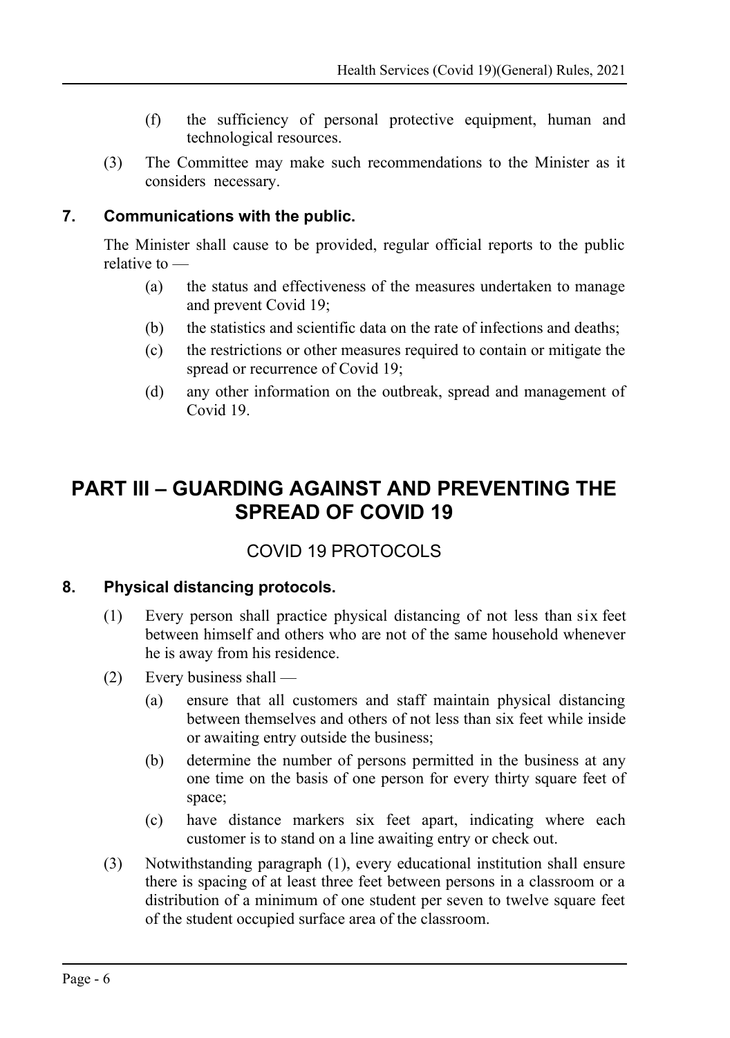(f) the sufficiency of personal protective equipment, human and technological resources.

(3) The Committee may make such recommendations to the Minister as it considers necessary.

### 7. Communications with the public.

The Minister shall cause to be provided, regular official reports to the public relative to —

(a) the status and effectiveness of the measures undertaken to manage and prevent Covid 19;

(b) the statistics and scientific data on the rate of infections and deaths;

(c) the restrictions or other measures required to contain or mitigate the spread or recurrence of Covid 19;

(d) any other information on the outbreak, spread and management of Covid 19.

## PART III – GUARDING AGAINST AND PREVENTING THE SPREAD OF COVID 19

COVID 19 PROTOCOLS

### 8. Physical distancing protocols.

(1) Every person shall practice physical distancing of not less than six feet between himself and others who are not of the same household whenever he is away from his residence.

(2) Every business shall —

(a) ensure that all customers and staff maintain physical distancing between themselves and others of not less than six feet while inside or awaiting entry outside the business;

(b) determine the number of persons permitted in the business at any one time on the basis of one person for every thirty square feet of space;

(c) have distance markers six feet apart, indicating where each customer is to stand on a line awaiting entry or check out.

(3) Notwithstanding paragraph (1), every educational institution shall ensure there is spacing of at least three feet between persons in a classroom or a distribution of a minimum of one student per seven to twelve square feet of the student occupied surface area of the classroom.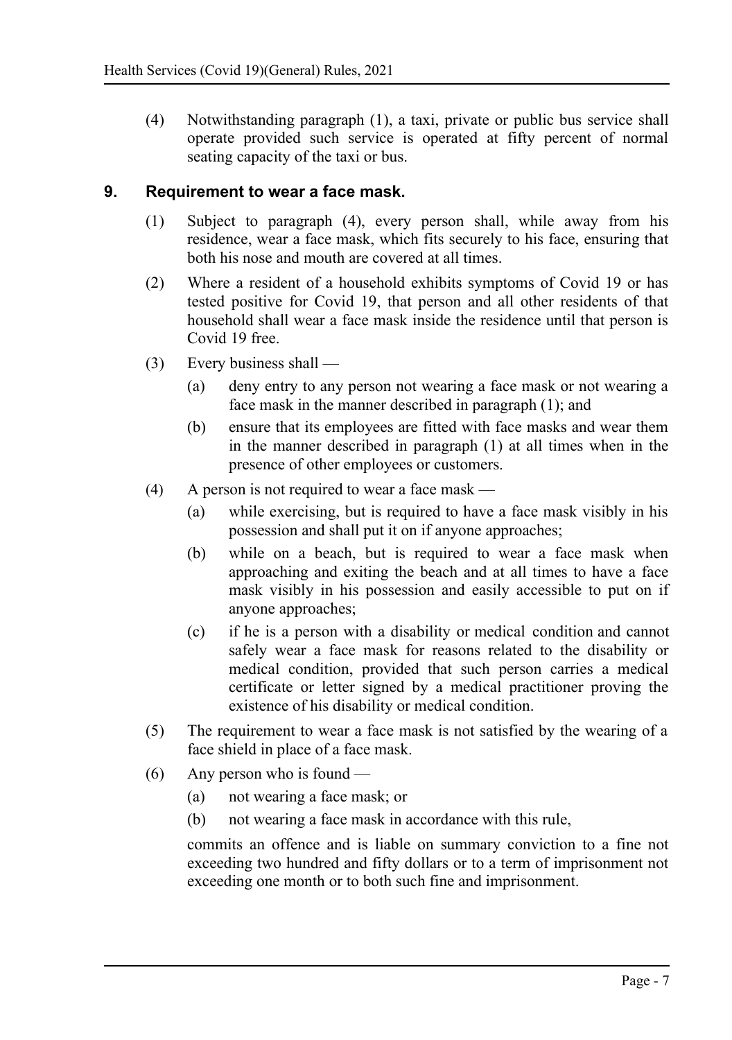(4) Notwithstanding paragraph (1), a taxi, private or public bus service shall operate provided such service is operated at fifty percent of normal seating capacity of the taxi or bus.

## 9. Requirement to wear a face mask.

(1) Subject to paragraph (4), every person shall, while away from his residence, wear a face mask, which fits securely to his face, ensuring that both his nose and mouth are covered at all times.

(2) Where a resident of a household exhibits symptoms of Covid 19 or has tested positive for Covid 19, that person and all other residents of that household shall wear a face mask inside the residence until that person is Covid 19 free.

(3) Every business shall —

(a) deny entry to any person not wearing a face mask or not wearing a face mask in the manner described in paragraph (1); and

(b) ensure that its employees are fitted with face masks and wear them in the manner described in paragraph (1) at all times when in the presence of other employees or customers.

(4) A person is not required to wear a face mask —

(a) while exercising, but is required to have a face mask visibly in his possession and shall put it on if anyone approaches;

(b) while on a beach, but is required to wear a face mask when approaching and exiting the beach and at all times to have a face mask visibly in his possession and easily accessible to put on if anyone approaches;

(c) if he is a person with a disability or medical condition and cannot safely wear a face mask for reasons related to the disability or medical condition, provided that such person carries a medical certificate or letter signed by a medical practitioner proving the existence of his disability or medical condition.

(5) The requirement to wear a face mask is not satisfied by the wearing of a face shield in place of a face mask.

(6) Any person who is found —

(a) not wearing a face mask; or

(b) not wearing a face mask in accordance with this rule,

commits an offence and is liable on summary conviction to a fine not exceeding two hundred and fifty dollars or to a term of imprisonment not exceeding one month or to both such fine and imprisonment.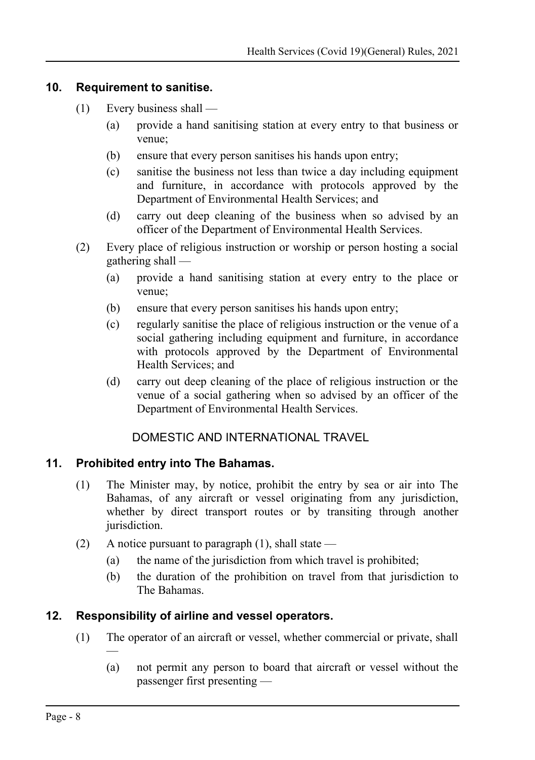## 10. Requirement to sanitise.

(1) Every business shall —

(a) provide a hand sanitising station at every entry to that business or venue;

(b) ensure that every person sanitises his hands upon entry;

(c) sanitise the business not less than twice a day including equipment and furniture, in accordance with protocols approved by the Department of Environmental Health Services; and

(d) carry out deep cleaning of the business when so advised by an officer of the Department of Environmental Health Services.

(2) Every place of religious instruction or worship or person hosting a social gathering shall —

(a) provide a hand sanitising station at every entry to the place or venue;

(b) ensure that every person sanitises his hands upon entry;

(c) regularly sanitise the place of religious instruction or the venue of a social gathering including equipment and furniture, in accordance with protocols approved by the Department of Environmental Health Services; and

(d) carry out deep cleaning of the place of religious instruction or the venue of a social gathering when so advised by an officer of the Department of Environmental Health Services.

### DOMESTIC AND INTERNATIONAL TRAVEL

## 11. Prohibited entry into The Bahamas.

(1) The Minister may, by notice, prohibit the entry by sea or air into The Bahamas, of any aircraft or vessel originating from any jurisdiction, whether by direct transport routes or by transiting through another jurisdiction.

(2) A notice pursuant to paragraph (1), shall state —

(a) the name of the jurisdiction from which travel is prohibited;

(b) the duration of the prohibition on travel from that jurisdiction to The Bahamas.

## 12. Responsibility of airline and vessel operators.

(1) The operator of an aircraft or vessel, whether commercial or private, shall —

(a) not permit any person to board that aircraft or vessel without the passenger first presenting —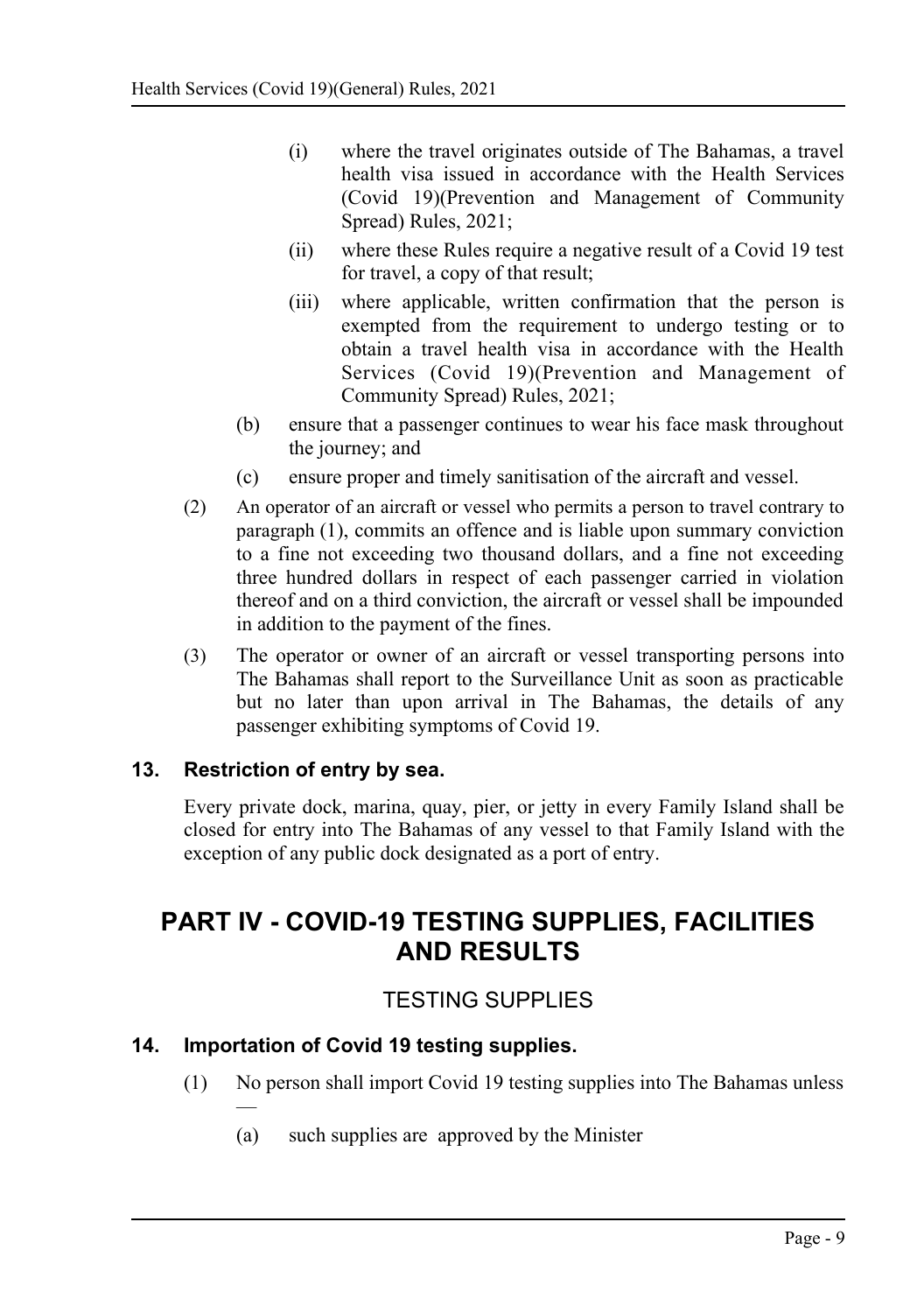(i) where the travel originates outside of The Bahamas, a travel health visa issued in accordance with the Health Services (Covid 19)(Prevention and Management of Community Spread) Rules, 2021;

(ii) where these Rules require a negative result of a Covid 19 test for travel, a copy of that result;

(iii) where applicable, written confirmation that the person is exempted from the requirement to undergo testing or to obtain a travel health visa in accordance with the Health Services (Covid 19)(Prevention and Management of Community Spread) Rules, 2021;

(b) ensure that a passenger continues to wear his face mask throughout the journey; and

(c) ensure proper and timely sanitisation of the aircraft and vessel.

(2) An operator of an aircraft or vessel who permits a person to travel contrary to paragraph (1), commits an offence and is liable upon summary conviction to a fine not exceeding two thousand dollars, and a fine not exceeding three hundred dollars in respect of each passenger carried in violation thereof and on a third conviction, the aircraft or vessel shall be impounded in addition to the payment of the fines.

(3) The operator or owner of an aircraft or vessel transporting persons into The Bahamas shall report to the Surveillance Unit as soon as practicable but no later than upon arrival in The Bahamas, the details of any passenger exhibiting symptoms of Covid 19.

### 13. Restriction of entry by sea.

Every private dock, marina, quay, pier, or jetty in every Family Island shall be closed for entry into The Bahamas of any vessel to that Family Island with the exception of any public dock designated as a port of entry.

## PART IV - COVID-19 TESTING SUPPLIES, FACILITIES AND RESULTS

### TESTING SUPPLIES

### 14. Importation of Covid 19 testing supplies.

(1) No person shall import Covid 19 testing supplies into The Bahamas unless —

(a) such supplies are approved by the Minister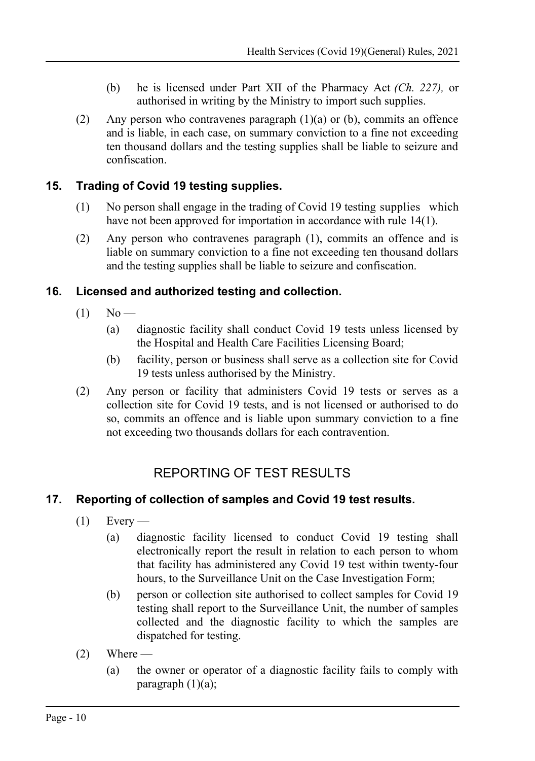(b) he is licensed under Part XII of the Pharmacy Act *(Ch. 227),* or authorised in writing by the Ministry to import such supplies.

(2) Any person who contravenes paragraph (1)(a) or (b), commits an offence and is liable, in each case, on summary conviction to a fine not exceeding ten thousand dollars and the testing supplies shall be liable to seizure and confiscation.

### 15. Trading of Covid 19 testing supplies.

(1) No person shall engage in the trading of Covid 19 testing supplies which have not been approved for importation in accordance with rule 14(1).

(2) Any person who contravenes paragraph (1), commits an offence and is liable on summary conviction to a fine not exceeding ten thousand dollars and the testing supplies shall be liable to seizure and confiscation.

### 16. Licensed and authorized testing and collection.

(1) No —

(a) diagnostic facility shall conduct Covid 19 tests unless licensed by the Hospital and Health Care Facilities Licensing Board;

(b) facility, person or business shall serve as a collection site for Covid 19 tests unless authorised by the Ministry.

(2) Any person or facility that administers Covid 19 tests or serves as a collection site for Covid 19 tests, and is not licensed or authorised to do so, commits an offence and is liable upon summary conviction to a fine not exceeding two thousands dollars for each contravention.

## REPORTING OF TEST RESULTS

### 17. Reporting of collection of samples and Covid 19 test results.

(1) Every —

(a) diagnostic facility licensed to conduct Covid 19 testing shall electronically report the result in relation to each person to whom that facility has administered any Covid 19 test within twenty-four hours, to the Surveillance Unit on the Case Investigation Form;

(b) person or collection site authorised to collect samples for Covid 19 testing shall report to the Surveillance Unit, the number of samples collected and the diagnostic facility to which the samples are dispatched for testing.

(2) Where —

(a) the owner or operator of a diagnostic facility fails to comply with paragraph (1)(a);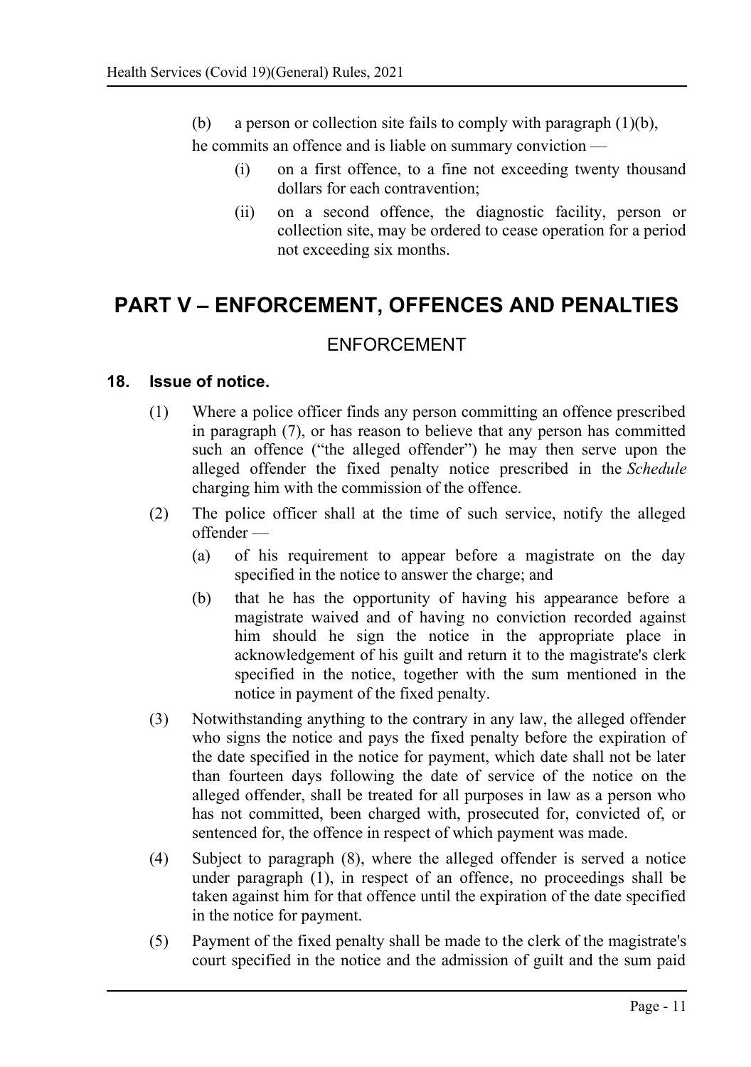(b) a person or collection site fails to comply with paragraph (1)(b),

he commits an offence and is liable on summary conviction —

(i) on a first offence, to a fine not exceeding twenty thousand dollars for each contravention;

(ii) on a second offence, the diagnostic facility, person or collection site, may be ordered to cease operation for a period not exceeding six months.

# PART V – ENFORCEMENT, OFFENCES AND PENALTIES

## ENFORCEMENT

### 18. Issue of notice.

(1) Where a police officer finds any person committing an offence prescribed in paragraph (7), or has reason to believe that any person has committed such an offence ("the alleged offender") he may then serve upon the alleged offender the fixed penalty notice prescribed in the *Schedule* charging him with the commission of the offence.

(2) The police officer shall at the time of such service, notify the alleged offender —

(a) of his requirement to appear before a magistrate on the day specified in the notice to answer the charge; and

(b) that he has the opportunity of having his appearance before a magistrate waived and of having no conviction recorded against him should he sign the notice in the appropriate place in acknowledgement of his guilt and return it to the magistrate's clerk specified in the notice, together with the sum mentioned in the notice in payment of the fixed penalty.

(3) Notwithstanding anything to the contrary in any law, the alleged offender who signs the notice and pays the fixed penalty before the expiration of the date specified in the notice for payment, which date shall not be later than fourteen days following the date of service of the notice on the alleged offender, shall be treated for all purposes in law as a person who has not committed, been charged with, prosecuted for, convicted of, or sentenced for, the offence in respect of which payment was made.

(4) Subject to paragraph (8), where the alleged offender is served a notice under paragraph (1), in respect of an offence, no proceedings shall be taken against him for that offence until the expiration of the date specified in the notice for payment.

(5) Payment of the fixed penalty shall be made to the clerk of the magistrate's court specified in the notice and the admission of guilt and the sum paid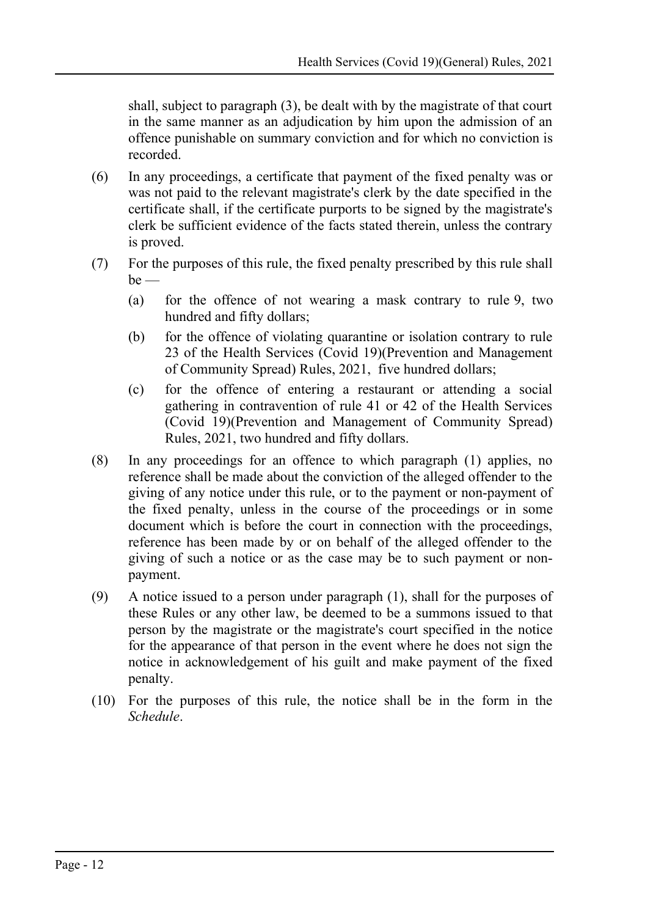shall, subject to paragraph (3), be dealt with by the magistrate of that court in the same manner as an adjudication by him upon the admission of an offence punishable on summary conviction and for which no conviction is recorded.

(6) In any proceedings, a certificate that payment of the fixed penalty was or was not paid to the relevant magistrate's clerk by the date specified in the certificate shall, if the certificate purports to be signed by the magistrate's clerk be sufficient evidence of the facts stated therein, unless the contrary is proved.

(7) For the purposes of this rule, the fixed penalty prescribed by this rule shall be —

(a) for the offence of not wearing a mask contrary to rule 9, two hundred and fifty dollars;

(b) for the offence of violating quarantine or isolation contrary to rule 23 of the Health Services (Covid 19)(Prevention and Management of Community Spread) Rules, 2021, five hundred dollars;

(c) for the offence of entering a restaurant or attending a social gathering in contravention of rule 41 or 42 of the Health Services (Covid 19)(Prevention and Management of Community Spread) Rules, 2021, two hundred and fifty dollars.

(8) In any proceedings for an offence to which paragraph (1) applies, no reference shall be made about the conviction of the alleged offender to the giving of any notice under this rule, or to the payment or non-payment of the fixed penalty, unless in the course of the proceedings or in some document which is before the court in connection with the proceedings, reference has been made by or on behalf of the alleged offender to the giving of such a notice or as the case may be to such payment or non-payment.

(9) A notice issued to a person under paragraph (1), shall for the purposes of these Rules or any other law, be deemed to be a summons issued to that person by the magistrate or the magistrate's court specified in the notice for the appearance of that person in the event where he does not sign the notice in acknowledgement of his guilt and make payment of the fixed penalty.

(10) For the purposes of this rule, the notice shall be in the form in the *Schedule*.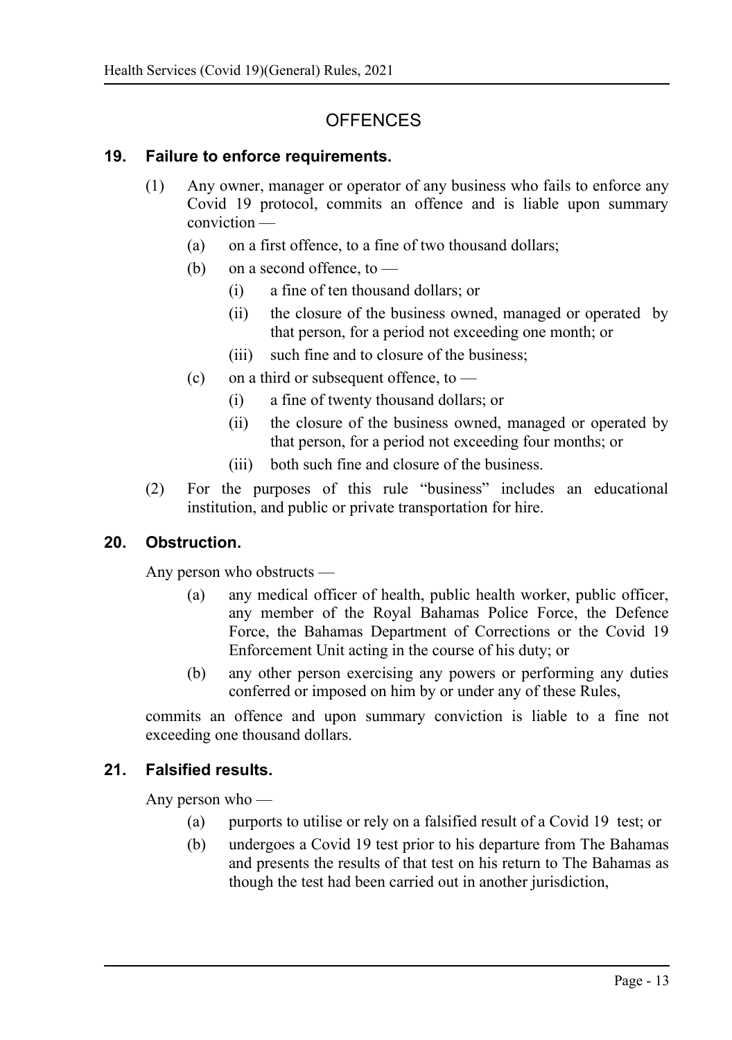## OFFENCES

### 19. Failure to enforce requirements.

(1) Any owner, manager or operator of any business who fails to enforce any Covid 19 protocol, commits an offence and is liable upon summary conviction —

- (a) on a first offence, to a fine of two thousand dollars;
- (b) on a second offence, to —
  - (i) a fine of ten thousand dollars; or
  - (ii) the closure of the business owned, managed or operated by that person, for a period not exceeding one month; or
  - (iii) such fine and to closure of the business;
- (c) on a third or subsequent offence, to —
  - (i) a fine of twenty thousand dollars; or
  - (ii) the closure of the business owned, managed or operated by that person, for a period not exceeding four months; or
  - (iii) both such fine and closure of the business.

(2) For the purposes of this rule "business" includes an educational institution, and public or private transportation for hire.

### 20. Obstruction.

Any person who obstructs —

- (a) any medical officer of health, public health worker, public officer, any member of the Royal Bahamas Police Force, the Defence Force, the Bahamas Department of Corrections or the Covid 19 Enforcement Unit acting in the course of his duty; or
- (b) any other person exercising any powers or performing any duties conferred or imposed on him by or under any of these Rules,

commits an offence and upon summary conviction is liable to a fine not exceeding one thousand dollars.

### 21. Falsified results.

Any person who —

- (a) purports to utilise or rely on a falsified result of a Covid 19 test; or
- (b) undergoes a Covid 19 test prior to his departure from The Bahamas and presents the results of that test on his return to The Bahamas as though the test had been carried out in another jurisdiction,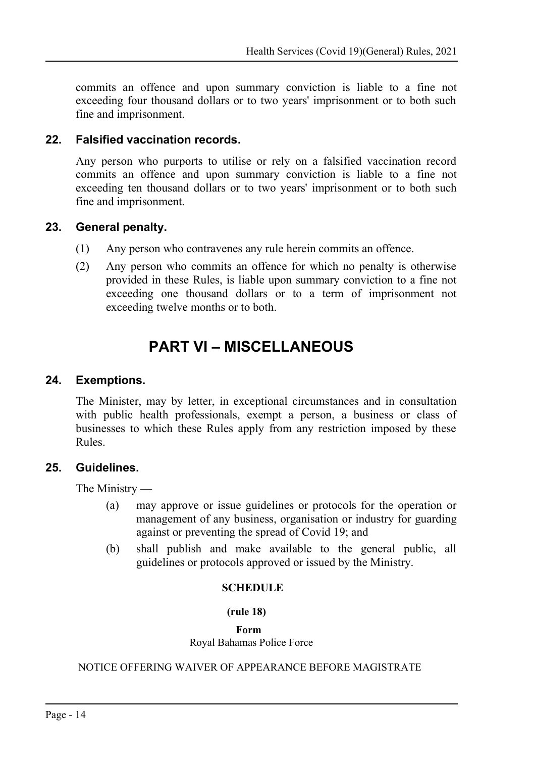commits an offence and upon summary conviction is liable to a fine not exceeding four thousand dollars or to two years' imprisonment or to both such fine and imprisonment.

### 22. Falsified vaccination records.

Any person who purports to utilise or rely on a falsified vaccination record commits an offence and upon summary conviction is liable to a fine not exceeding ten thousand dollars or to two years' imprisonment or to both such fine and imprisonment.

### 23. General penalty.

(1) Any person who contravenes any rule herein commits an offence.

(2) Any person who commits an offence for which no penalty is otherwise provided in these Rules, is liable upon summary conviction to a fine not exceeding one thousand dollars or to a term of imprisonment not exceeding twelve months or to both.

## PART VI – MISCELLANEOUS

### 24. Exemptions.

The Minister, may by letter, in exceptional circumstances and in consultation with public health professionals, exempt a person, a business or class of businesses to which these Rules apply from any restriction imposed by these Rules.

### 25. Guidelines.

The Ministry —

(a) may approve or issue guidelines or protocols for the operation or management of any business, organisation or industry for guarding against or preventing the spread of Covid 19; and

(b) shall publish and make available to the general public, all guidelines or protocols approved or issued by the Ministry.

**SCHEDULE**

**(rule 18)**

**Form**

Royal Bahamas Police Force

NOTICE OFFERING WAIVER OF APPEARANCE BEFORE MAGISTRATE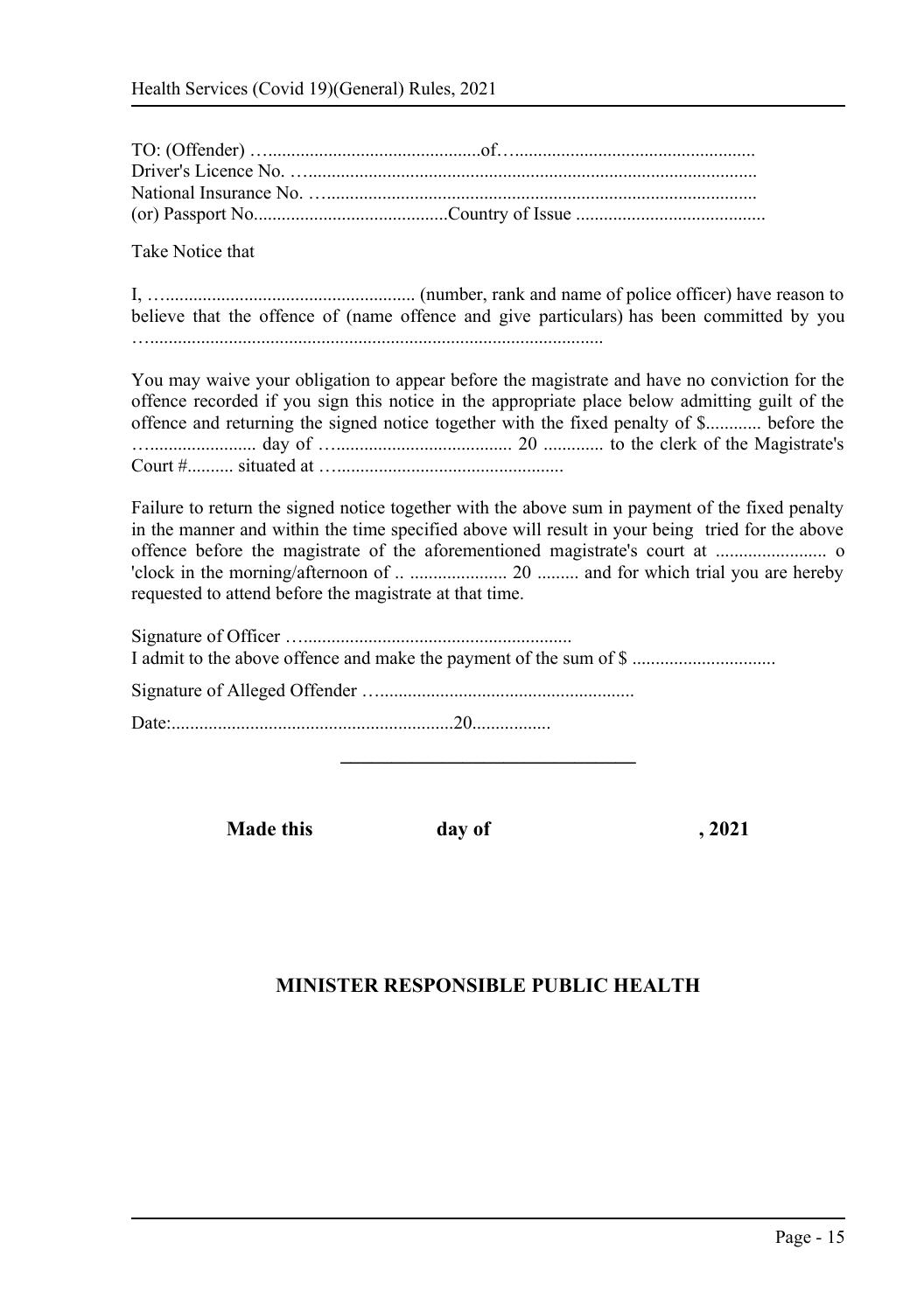TO: (Offender) …..............................................of…...................................................
Driver's Licence No. …..................................................................................................
National Insurance No. ….............................................................................................
(or) Passport No..........................................Country of Issue .........................................

Take Notice that

I, …...................................................... (number, rank and name of police officer) have reason to believe that the offence of (name offence and give particulars) has been committed by you …..................................................................................................

You may waive your obligation to appear before the magistrate and have no conviction for the offence recorded if you sign this notice in the appropriate place below admitting guilt of the offence and returning the signed notice together with the fixed penalty of $............ before the …...................... day of …...................................... 20 ............ to the clerk of the Magistrate's Court #.......... situated at ….................................................

Failure to return the signed notice together with the above sum in payment of the fixed penalty in the manner and within the time specified above will result in your being tried for the above offence before the magistrate of the aforementioned magistrate's court at ........................ o 'clock in the morning/afternoon of .. ..................... 20 ......... and for which trial you are hereby requested to attend before the magistrate at that time.

Signature of Officer …........................................................
I admit to the above offence and make the payment of the sum of $ ..............................

Signature of Alleged Offender …......................................................

Date:............................................................20................

---

**Made this day of , 2021**

**MINISTER RESPONSIBLE PUBLIC HEALTH**